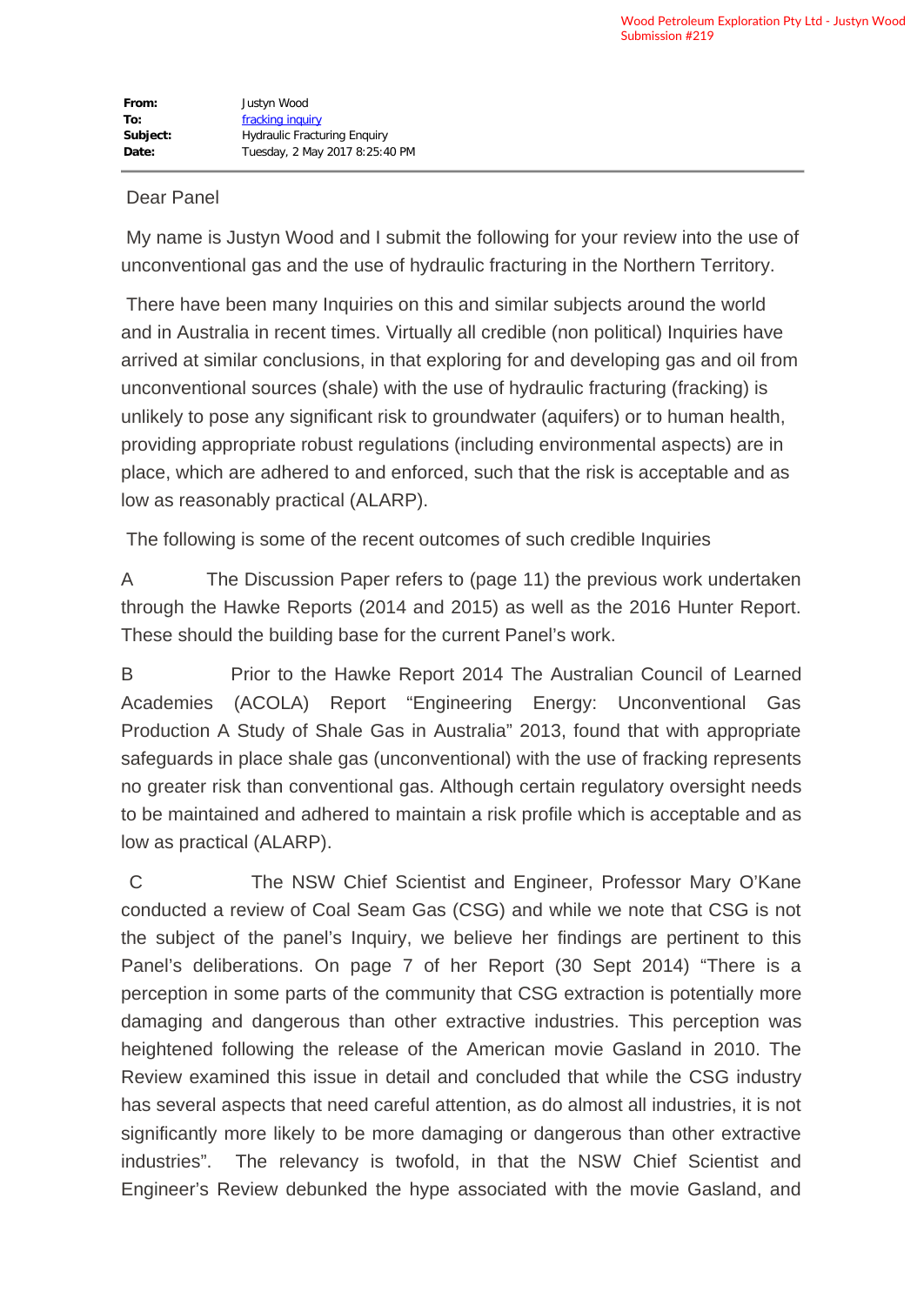Wood Petroleum Exploration Pty Ltd - Justyn Wood
Submission #219

**From:** Justyn Wood
**To:** fracking inquiry
**Subject:** Hydraulic Fracturing Enquiry
**Date:** Tuesday, 2 May 2017 8:25:40 PM

---

Dear Panel

My name is Justyn Wood and I submit the following for your review into the use of unconventional gas and the use of hydraulic fracturing in the Northern Territory.

There have been many Inquiries on this and similar subjects around the world and in Australia in recent times. Virtually all credible (non political) Inquiries have arrived at similar conclusions, in that exploring for and developing gas and oil from unconventional sources (shale) with the use of hydraulic fracturing (fracking) is unlikely to pose any significant risk to groundwater (aquifers) or to human health, providing appropriate robust regulations (including environmental aspects) are in place, which are adhered to and enforced, such that the risk is acceptable and as low as reasonably practical (ALARP).

The following is some of the recent outcomes of such credible Inquiries

A The Discussion Paper refers to (page 11) the previous work undertaken through the Hawke Reports (2014 and 2015) as well as the 2016 Hunter Report. These should the building base for the current Panel's work.

B Prior to the Hawke Report 2014 The Australian Council of Learned Academies (ACOLA) Report "Engineering Energy: Unconventional Gas Production A Study of Shale Gas in Australia" 2013, found that with appropriate safeguards in place shale gas (unconventional) with the use of fracking represents no greater risk than conventional gas. Although certain regulatory oversight needs to be maintained and adhered to maintain a risk profile which is acceptable and as low as practical (ALARP).

C The NSW Chief Scientist and Engineer, Professor Mary O'Kane conducted a review of Coal Seam Gas (CSG) and while we note that CSG is not the subject of the panel's Inquiry, we believe her findings are pertinent to this Panel's deliberations. On page 7 of her Report (30 Sept 2014) "There is a perception in some parts of the community that CSG extraction is potentially more damaging and dangerous than other extractive industries. This perception was heightened following the release of the American movie Gasland in 2010. The Review examined this issue in detail and concluded that while the CSG industry has several aspects that need careful attention, as do almost all industries, it is not significantly more likely to be more damaging or dangerous than other extractive industries". The relevancy is twofold, in that the NSW Chief Scientist and Engineer's Review debunked the hype associated with the movie Gasland, and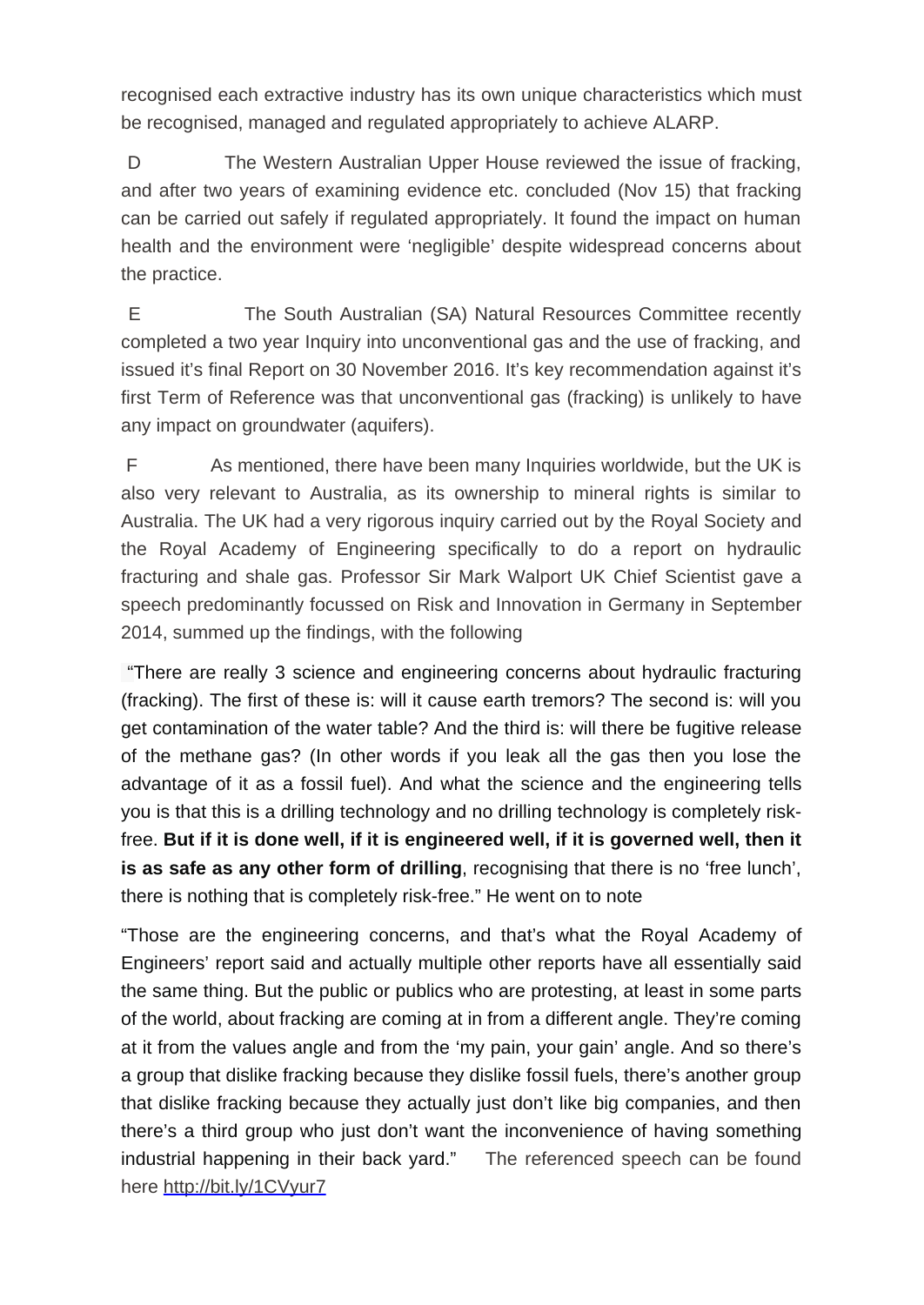recognised each extractive industry has its own unique characteristics which must be recognised, managed and regulated appropriately to achieve ALARP.

D The Western Australian Upper House reviewed the issue of fracking, and after two years of examining evidence etc. concluded (Nov 15) that fracking can be carried out safely if regulated appropriately. It found the impact on human health and the environment were 'negligible' despite widespread concerns about the practice.

E The South Australian (SA) Natural Resources Committee recently completed a two year Inquiry into unconventional gas and the use of fracking, and issued it's final Report on 30 November 2016. It's key recommendation against it's first Term of Reference was that unconventional gas (fracking) is unlikely to have any impact on groundwater (aquifers).

F As mentioned, there have been many Inquiries worldwide, but the UK is also very relevant to Australia, as its ownership to mineral rights is similar to Australia. The UK had a very rigorous inquiry carried out by the Royal Society and the Royal Academy of Engineering specifically to do a report on hydraulic fracturing and shale gas. Professor Sir Mark Walport UK Chief Scientist gave a speech predominantly focussed on Risk and Innovation in Germany in September 2014, summed up the findings, with the following

"There are really 3 science and engineering concerns about hydraulic fracturing (fracking). The first of these is: will it cause earth tremors? The second is: will you get contamination of the water table? And the third is: will there be fugitive release of the methane gas? (In other words if you leak all the gas then you lose the advantage of it as a fossil fuel). And what the science and the engineering tells you is that this is a drilling technology and no drilling technology is completely risk-free. **But if it is done well, if it is engineered well, if it is governed well, then it is as safe as any other form of drilling**, recognising that there is no 'free lunch', there is nothing that is completely risk-free." He went on to note

"Those are the engineering concerns, and that's what the Royal Academy of Engineers' report said and actually multiple other reports have all essentially said the same thing. But the public or publics who are protesting, at least in some parts of the world, about fracking are coming at in from a different angle. They're coming at it from the values angle and from the 'my pain, your gain' angle. And so there's a group that dislike fracking because they dislike fossil fuels, there's another group that dislike fracking because they actually just don't like big companies, and then there's a third group who just don't want the inconvenience of having something industrial happening in their back yard." The referenced speech can be found here http://bit.ly/1CVyur7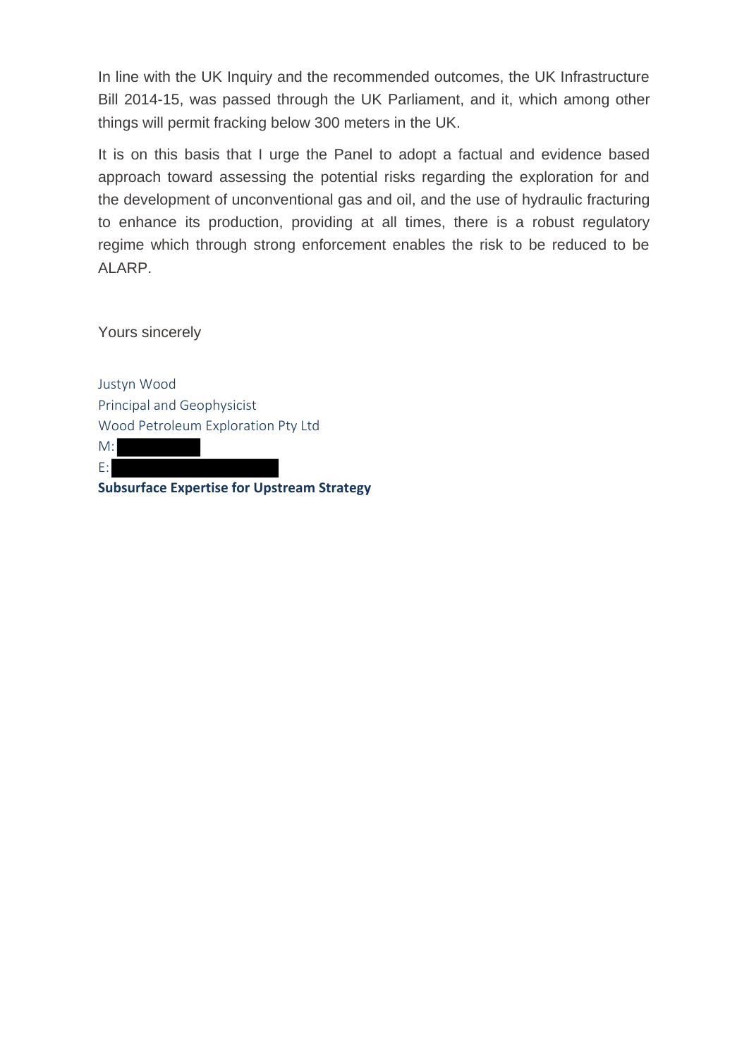In line with the UK Inquiry and the recommended outcomes, the UK Infrastructure Bill 2014-15, was passed through the UK Parliament, and it, which among other things will permit fracking below 300 meters in the UK.

It is on this basis that I urge the Panel to adopt a factual and evidence based approach toward assessing the potential risks regarding the exploration for and the development of unconventional gas and oil, and the use of hydraulic fracturing to enhance its production, providing at all times, there is a robust regulatory regime which through strong enforcement enables the risk to be reduced to be ALARP.

Yours sincerely

Justyn Wood
Principal and Geophysicist
Wood Petroleum Exploration Pty Ltd
M:
E:
**Subsurface Expertise for Upstream Strategy**